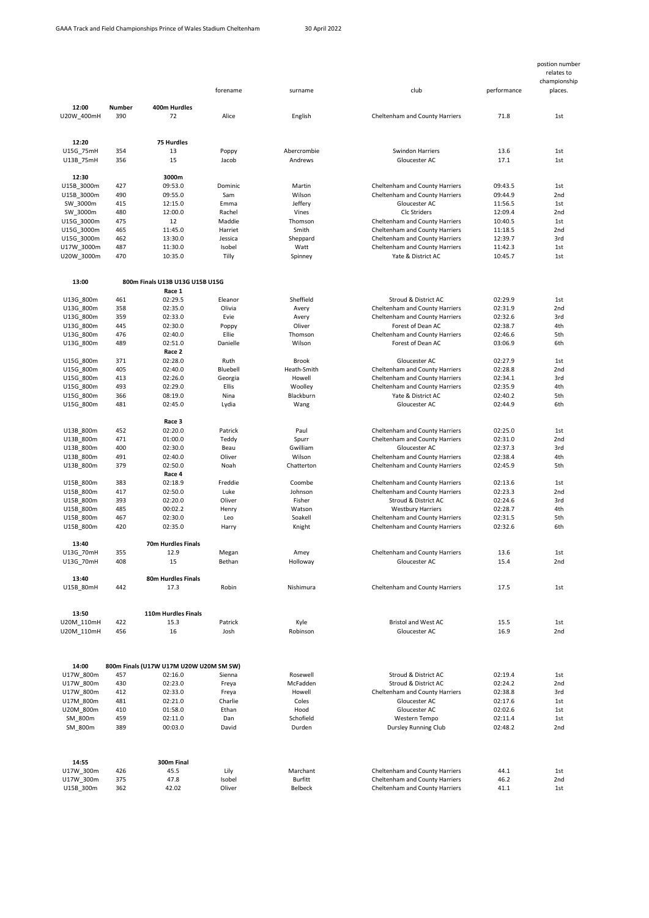GAAA Track and Field Championships Prince of Wales Stadium Cheltenham 30 April 2022

| | | | forename | surname | club | performance | postion number relates to championship places. |
|---|---|---|---|---|---|---|---|
| **12:00** | **Number** | **400m Hurdles** | | | | | |
| U20W_400mH | 390 | 72 | Alice | English | Cheltenham and County Harriers | 71.8 | 1st |
| | | | | | | | |
| **12:20** | | **75 Hurdles** | | | | | |
| U15G_75mH | 354 | 13 | Poppy | Abercrombie | Swindon Harriers | 13.6 | 1st |
| U13B_75mH | 356 | 15 | Jacob | Andrews | Gloucester AC | 17.1 | 1st |
| | | | | | | | |
| **12:30** | | **3000m** | | | | | |
| U15B_3000m | 427 | 09:53.0 | Dominic | Martin | Cheltenham and County Harriers | 09:43.5 | 1st |
| U15B_3000m | 490 | 09:55.0 | Sam | Wilson | Cheltenham and County Harriers | 09:44.9 | 2nd |
| SW_3000m | 415 | 12:15.0 | Emma | Jeffery | Gloucester AC | 11:56.5 | 1st |
| SW_3000m | 480 | 12:00.0 | Rachel | Vines | Clc Striders | 12:09.4 | 2nd |
| U15G_3000m | 475 | 12 | Maddie | Thomson | Cheltenham and County Harriers | 10:40.5 | 1st |
| U15G_3000m | 465 | 11:45.0 | Harriet | Smith | Cheltenham and County Harriers | 11:18.5 | 2nd |
| U15G_3000m | 462 | 13:30.0 | Jessica | Sheppard | Cheltenham and County Harriers | 12:39.7 | 3rd |
| U17W_3000m | 487 | 11:30.0 | Isobel | Watt | Cheltenham and County Harriers | 11:42.3 | 1st |
| U20W_3000m | 470 | 10:35.0 | Tilly | Spinney | Yate & District AC | 10:45.7 | 1st |
| | | | | | | | |
| **13:00** | | **800m Finals U13B U13G U15B U15G** | | | | | |
| | | Race 1 | | | | | |
| U13G_800m | 461 | 02:29.5 | Eleanor | Sheffield | Stroud & District AC | 02:29.9 | 1st |
| U13G_800m | 358 | 02:35.0 | Olivia | Avery | Cheltenham and County Harriers | 02:31.9 | 2nd |
| U13G_800m | 359 | 02:33.0 | Evie | Avery | Cheltenham and County Harriers | 02:32.6 | 3rd |
| U13G_800m | 445 | 02:30.0 | Poppy | Oliver | Forest of Dean AC | 02:38.7 | 4th |
| U13G_800m | 476 | 02:40.0 | Ellie | Thomson | Cheltenham and County Harriers | 02:46.6 | 5th |
| U13G_800m | 489 | 02:51.0 | Danielle | Wilson | Forest of Dean AC | 03:06.9 | 6th |
| | | Race 2 | | | | | |
| U15G_800m | 371 | 02:28.0 | Ruth | Brook | Gloucester AC | 02:27.9 | 1st |
| U15G_800m | 405 | 02:40.0 | Bluebell | Heath-Smith | Cheltenham and County Harriers | 02:28.8 | 2nd |
| U15G_800m | 413 | 02:26.0 | Georgia | Howell | Cheltenham and County Harriers | 02:34.1 | 3rd |
| U15G_800m | 493 | 02:29.0 | Ellis | Woolley | Cheltenham and County Harriers | 02:35.9 | 4th |
| U15G_800m | 366 | 08:19.0 | Nina | Blackburn | Yate & District AC | 02:40.2 | 5th |
| U15G_800m | 481 | 02:45.0 | Lydia | Wang | Gloucester AC | 02:44.9 | 6th |
| | | Race 3 | | | | | |
| U13B_800m | 452 | 02:20.0 | Patrick | Paul | Cheltenham and County Harriers | 02:25.0 | 1st |
| U13B_800m | 471 | 01:00.0 | Teddy | Spurr | Cheltenham and County Harriers | 02:31.0 | 2nd |
| U13B_800m | 400 | 02:30.0 | Beau | Gwilliam | Gloucester AC | 02:37.3 | 3rd |
| U13B_800m | 491 | 02:40.0 | Oliver | Wilson | Cheltenham and County Harriers | 02:38.4 | 4th |
| U13B_800m | 379 | 02:50.0 | Noah | Chatterton | Cheltenham and County Harriers | 02:45.9 | 5th |
| | | Race 4 | | | | | |
| U15B_800m | 383 | 02:18.9 | Freddie | Coombe | Cheltenham and County Harriers | 02:13.6 | 1st |
| U15B_800m | 417 | 02:50.0 | Luke | Johnson | Cheltenham and County Harriers | 02:23.3 | 2nd |
| U15B_800m | 393 | 02:20.0 | Oliver | Fisher | Stroud & District AC | 02:24.6 | 3rd |
| U15B_800m | 485 | 00:02.2 | Henry | Watson | Westbury Harriers | 02:28.7 | 4th |
| U15B_800m | 467 | 02:30.0 | Leo | Soakell | Cheltenham and County Harriers | 02:31.5 | 5th |
| U15B_800m | 420 | 02:35.0 | Harry | Knight | Cheltenham and County Harriers | 02:32.6 | 6th |
| | | | | | | | |
| **13:40** | | **70m Hurdles Finals** | | | | | |
| U13G_70mH | 355 | 12.9 | Megan | Amey | Cheltenham and County Harriers | 13.6 | 1st |
| U13G_70mH | 408 | 15 | Bethan | Holloway | Gloucester AC | 15.4 | 2nd |
| | | | | | | | |
| **13:40** | | **80m Hurdles Finals** | | | | | |
| U15B_80mH | 442 | 17.3 | Robin | Nishimura | Cheltenham and County Harriers | 17.5 | 1st |
| | | | | | | | |
| **13:50** | | **110m Hurdles Finals** | | | | | |
| U20M_110mH | 422 | 15.3 | Patrick | Kyle | Bristol and West AC | 15.5 | 1st |
| U20M_110mH | 456 | 16 | Josh | Robinson | Gloucester AC | 16.9 | 2nd |
| | | | | | | | |
| **14:00** | | **800m Finals (U17W U17M U20W U20M SM SW)** | | | | | |
| U17W_800m | 457 | 02:16.0 | Sienna | Rosewell | Stroud & District AC | 02:19.4 | 1st |
| U17W_800m | 430 | 02:23.0 | Freya | McFadden | Stroud & District AC | 02:24.2 | 2nd |
| U17W_800m | 412 | 02:33.0 | Freya | Howell | Cheltenham and County Harriers | 02:38.8 | 3rd |
| U17M_800m | 481 | 02:21.0 | Charlie | Coles | Gloucester AC | 02:17.6 | 1st |
| U20M_800m | 410 | 01:58.0 | Ethan | Hood | Gloucester AC | 02:02.6 | 1st |
| SM_800m | 459 | 02:11.0 | Dan | Schofield | Western Tempo | 02:11.4 | 1st |
| SM_800m | 389 | 00:03.0 | David | Durden | Dursley Running Club | 02:48.2 | 2nd |
| | | | | | | | |
| **14:55** | | **300m Final** | | | | | |
| U17W_300m | 426 | 45.5 | Lily | Marchant | Cheltenham and County Harriers | 44.1 | 1st |
| U17W_300m | 375 | 47.8 | Isobel | Burfitt | Cheltenham and County Harriers | 46.2 | 2nd |
| U15B_300m | 362 | 42.02 | Oliver | Belbeck | Cheltenham and County Harriers | 41.1 | 1st |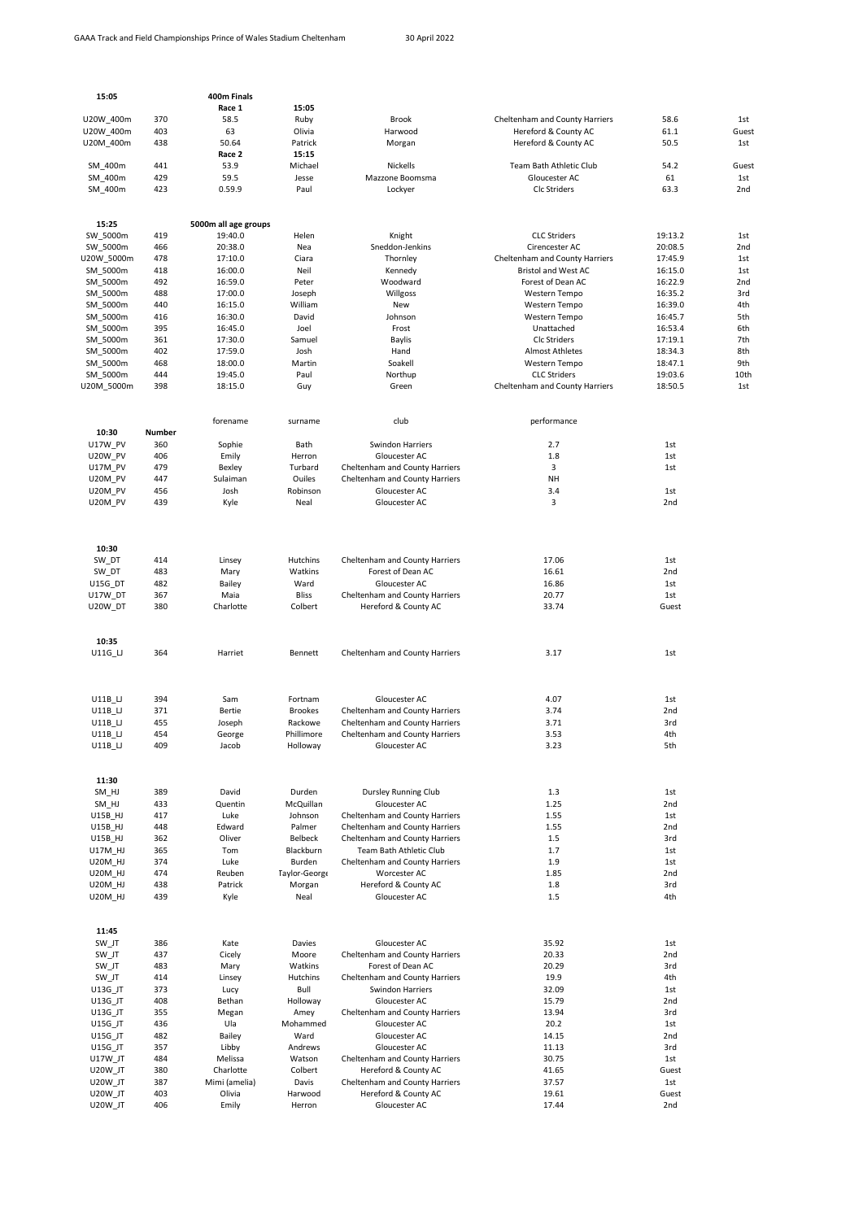GAAA Track and Field Championships Prince of Wales Stadium Cheltenham 30 April 2022

| 15:05 | | 400m Finals | | | | | |
|---|---|---|---|---|---|---|---|
| | | Race 1 | 15:05 | | | | |
| U20W_400m | 370 | 58.5 | Ruby | Brook | Cheltenham and County Harriers | 58.6 | 1st |
| U20W_400m | 403 | 63 | Olivia | Harwood | Hereford & County AC | 61.1 | Guest |
| U20M_400m | 438 | 50.64 | Patrick | Morgan | Hereford & County AC | 50.5 | 1st |
| | | Race 2 | 15:15 | | | | |
| SM_400m | 441 | 53.9 | Michael | Nickells | Team Bath Athletic Club | 54.2 | Guest |
| SM_400m | 429 | 59.5 | Jesse | Mazzone Boomsma | Gloucester AC | 61 | 1st |
| SM_400m | 423 | 0.59.9 | Paul | Lockyer | Clc Striders | 63.3 | 2nd |

| 15:25 | | 5000m all age groups | | | | | |
|---|---|---|---|---|---|---|---|
| SW_5000m | 419 | 19:40.0 | Helen | Knight | CLC Striders | 19:13.2 | 1st |
| SW_5000m | 466 | 20:38.0 | Nea | Sneddon-Jenkins | Cirencester AC | 20:08.5 | 2nd |
| U20W_5000m | 478 | 17:10.0 | Ciara | Thornley | Cheltenham and County Harriers | 17:45.9 | 1st |
| SM_5000m | 418 | 16:00.0 | Neil | Kennedy | Bristol and West AC | 16:15.0 | 1st |
| SM_5000m | 492 | 16:59.0 | Peter | Woodward | Forest of Dean AC | 16:22.9 | 2nd |
| SM_5000m | 488 | 17:00.0 | Joseph | Willgoss | Western Tempo | 16:35.2 | 3rd |
| SM_5000m | 440 | 16:15.0 | William | New | Western Tempo | 16:39.0 | 4th |
| SM_5000m | 416 | 16:30.0 | David | Johnson | Western Tempo | 16:45.7 | 5th |
| SM_5000m | 395 | 16:45.0 | Joel | Frost | Unattached | 16:53.4 | 6th |
| SM_5000m | 361 | 17:30.0 | Samuel | Baylis | Clc Striders | 17:19.1 | 7th |
| SM_5000m | 402 | 17:59.0 | Josh | Hand | Almost Athletes | 18:34.3 | 8th |
| SM_5000m | 468 | 18:00.0 | Martin | Soakell | Western Tempo | 18:47.1 | 9th |
| SM_5000m | 444 | 19:45.0 | Paul | Northup | CLC Striders | 19:03.6 | 10th |
| U20M_5000m | 398 | 18:15.0 | Guy | Green | Cheltenham and County Harriers | 18:50.5 | 1st |

| | Number | forename | surname | club | performance | |
|---|---|---|---|---|---|---|
| **10:30** | | | | | | |
| U17W_PV | 360 | Sophie | Bath | Swindon Harriers | 2.7 | 1st |
| U20W_PV | 406 | Emily | Herron | Gloucester AC | 1.8 | 1st |
| U17M_PV | 479 | Bexley | Turbard | Cheltenham and County Harriers | 3 | 1st |
| U20M_PV | 447 | Sulaiman | Ouiles | Cheltenham and County Harriers | NH | |
| U20M_PV | 456 | Josh | Robinson | Gloucester AC | 3.4 | 1st |
| U20M_PV | 439 | Kyle | Neal | Gloucester AC | 3 | 2nd |
| **10:30** | | | | | | |
| SW_DT | 414 | Linsey | Hutchins | Cheltenham and County Harriers | 17.06 | 1st |
| SW_DT | 483 | Mary | Watkins | Forest of Dean AC | 16.61 | 2nd |
| U15G_DT | 482 | Bailey | Ward | Gloucester AC | 16.86 | 1st |
| U17W_DT | 367 | Maia | Bliss | Cheltenham and County Harriers | 20.77 | 1st |
| U20W_DT | 380 | Charlotte | Colbert | Hereford & County AC | 33.74 | Guest |
| **10:35** | | | | | | |
| U11G_LJ | 364 | Harriet | Bennett | Cheltenham and County Harriers | 3.17 | 1st |
| U11B_LJ | 394 | Sam | Fortnam | Gloucester AC | 4.07 | 1st |
| U11B_LJ | 371 | Bertie | Brookes | Cheltenham and County Harriers | 3.74 | 2nd |
| U11B_LJ | 455 | Joseph | Rackowe | Cheltenham and County Harriers | 3.71 | 3rd |
| U11B_LJ | 454 | George | Phillimore | Cheltenham and County Harriers | 3.53 | 4th |
| U11B_LJ | 409 | Jacob | Holloway | Gloucester AC | 3.23 | 5th |
| **11:30** | | | | | | |
| SM_HJ | 389 | David | Durden | Dursley Running Club | 1.3 | 1st |
| SM_HJ | 433 | Quentin | McQuillan | Gloucester AC | 1.25 | 2nd |
| U15B_HJ | 417 | Luke | Johnson | Cheltenham and County Harriers | 1.55 | 1st |
| U15B_HJ | 448 | Edward | Palmer | Cheltenham and County Harriers | 1.55 | 2nd |
| U15B_HJ | 362 | Oliver | Belbeck | Cheltenham and County Harriers | 1.5 | 3rd |
| U17M_HJ | 365 | Tom | Blackburn | Team Bath Athletic Club | 1.7 | 1st |
| U20M_HJ | 374 | Luke | Burden | Cheltenham and County Harriers | 1.9 | 1st |
| U20M_HJ | 474 | Reuben | Taylor-George | Worcester AC | 1.85 | 2nd |
| U20M_HJ | 438 | Patrick | Morgan | Hereford & County AC | 1.8 | 3rd |
| U20M_HJ | 439 | Kyle | Neal | Gloucester AC | 1.5 | 4th |
| **11:45** | | | | | | |
| SW_JT | 386 | Kate | Davies | Gloucester AC | 35.92 | 1st |
| SW_JT | 437 | Cicely | Moore | Cheltenham and County Harriers | 20.33 | 2nd |
| SW_JT | 483 | Mary | Watkins | Forest of Dean AC | 20.29 | 3rd |
| SW_JT | 414 | Linsey | Hutchins | Cheltenham and County Harriers | 19.9 | 4th |
| U13G_JT | 373 | Lucy | Bull | Swindon Harriers | 32.09 | 1st |
| U13G_JT | 408 | Bethan | Holloway | Gloucester AC | 15.79 | 2nd |
| U13G_JT | 355 | Megan | Amey | Cheltenham and County Harriers | 13.94 | 3rd |
| U15G_JT | 436 | Ula | Mohammed | Gloucester AC | 20.2 | 1st |
| U15G_JT | 482 | Bailey | Ward | Gloucester AC | 14.15 | 2nd |
| U15G_JT | 357 | Libby | Andrews | Gloucester AC | 11.13 | 3rd |
| U17W_JT | 484 | Melissa | Watson | Cheltenham and County Harriers | 30.75 | 1st |
| U20W_JT | 380 | Charlotte | Colbert | Hereford & County AC | 41.65 | Guest |
| U20W_JT | 387 | Mimi (amelia) | Davis | Cheltenham and County Harriers | 37.57 | 1st |
| U20W_JT | 403 | Olivia | Harwood | Hereford & County AC | 19.61 | Guest |
| U20W_JT | 406 | Emily | Herron | Gloucester AC | 17.44 | 2nd |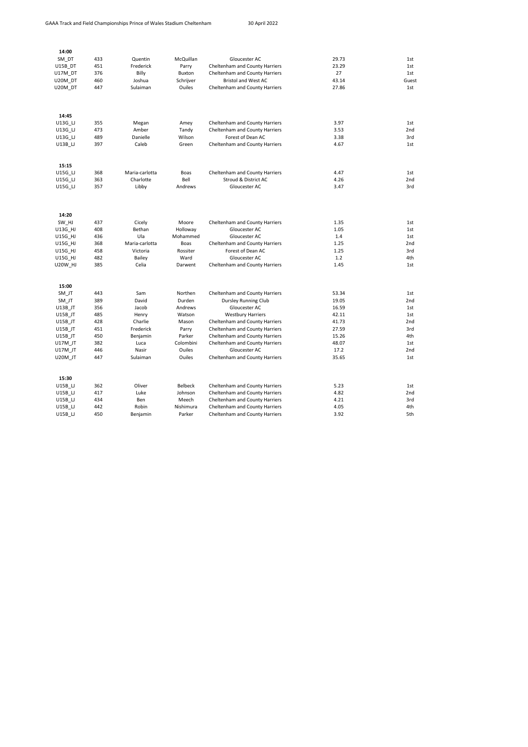GAAA Track and Field Championships Prince of Wales Stadium Cheltenham 30 April 2022

| | | | | | | |
|---|---|---|---|---|---|---|
| **14:00** | | | | | | |
| SM_DT | 433 | Quentin | McQuillan | Gloucester AC | 29.73 | 1st |
| U15B_DT | 451 | Frederick | Parry | Cheltenham and County Harriers | 23.29 | 1st |
| U17M_DT | 376 | Billy | Buxton | Cheltenham and County Harriers | 27 | 1st |
| U20M_DT | 460 | Joshua | Schrijver | Bristol and West AC | 43.14 | Guest |
| U20M_DT | 447 | Sulaiman | Ouiles | Cheltenham and County Harriers | 27.86 | 1st |
| **14:45** | | | | | | |
| U13G_LJ | 355 | Megan | Amey | Cheltenham and County Harriers | 3.97 | 1st |
| U13G_LJ | 473 | Amber | Tandy | Cheltenham and County Harriers | 3.53 | 2nd |
| U13G_LJ | 489 | Danielle | Wilson | Forest of Dean AC | 3.38 | 3rd |
| U13B_LJ | 397 | Caleb | Green | Cheltenham and County Harriers | 4.67 | 1st |
| **15:15** | | | | | | |
| U15G_LJ | 368 | Maria-carlotta | Boas | Cheltenham and County Harriers | 4.47 | 1st |
| U15G_LJ | 363 | Charlotte | Bell | Stroud & District AC | 4.26 | 2nd |
| U15G_LJ | 357 | Libby | Andrews | Gloucester AC | 3.47 | 3rd |
| **14:20** | | | | | | |
| SW_HJ | 437 | Cicely | Moore | Cheltenham and County Harriers | 1.35 | 1st |
| U13G_HJ | 408 | Bethan | Holloway | Gloucester AC | 1.05 | 1st |
| U15G_HJ | 436 | Ula | Mohammed | Gloucester AC | 1.4 | 1st |
| U15G_HJ | 368 | Maria-carlotta | Boas | Cheltenham and County Harriers | 1.25 | 2nd |
| U15G_HJ | 458 | Victoria | Rossiter | Forest of Dean AC | 1.25 | 3rd |
| U15G_HJ | 482 | Bailey | Ward | Gloucester AC | 1.2 | 4th |
| U20W_HJ | 385 | Celia | Darwent | Cheltenham and County Harriers | 1.45 | 1st |
| **15:00** | | | | | | |
| SM_JT | 443 | Sam | Northen | Cheltenham and County Harriers | 53.34 | 1st |
| SM_JT | 389 | David | Durden | Dursley Running Club | 19.05 | 2nd |
| U13B_JT | 356 | Jacob | Andrews | Gloucester AC | 16.59 | 1st |
| U15B_JT | 485 | Henry | Watson | Westbury Harriers | 42.11 | 1st |
| U15B_JT | 428 | Charlie | Mason | Cheltenham and County Harriers | 41.73 | 2nd |
| U15B_JT | 451 | Frederick | Parry | Cheltenham and County Harriers | 27.59 | 3rd |
| U15B_JT | 450 | Benjamin | Parker | Cheltenham and County Harriers | 15.26 | 4th |
| U17M_JT | 382 | Luca | Colombini | Cheltenham and County Harriers | 48.07 | 1st |
| U17M_JT | 446 | Nasir | Ouiles | Gloucester AC | 17.2 | 2nd |
| U20M_JT | 447 | Sulaiman | Ouiles | Cheltenham and County Harriers | 35.65 | 1st |
| **15:30** | | | | | | |
| U15B_LJ | 362 | Oliver | Belbeck | Cheltenham and County Harriers | 5.23 | 1st |
| U15B_LJ | 417 | Luke | Johnson | Cheltenham and County Harriers | 4.82 | 2nd |
| U15B_LJ | 434 | Ben | Meech | Cheltenham and County Harriers | 4.21 | 3rd |
| U15B_LJ | 442 | Robin | Nishimura | Cheltenham and County Harriers | 4.05 | 4th |
| U15B_LJ | 450 | Benjamin | Parker | Cheltenham and County Harriers | 3.92 | 5th |